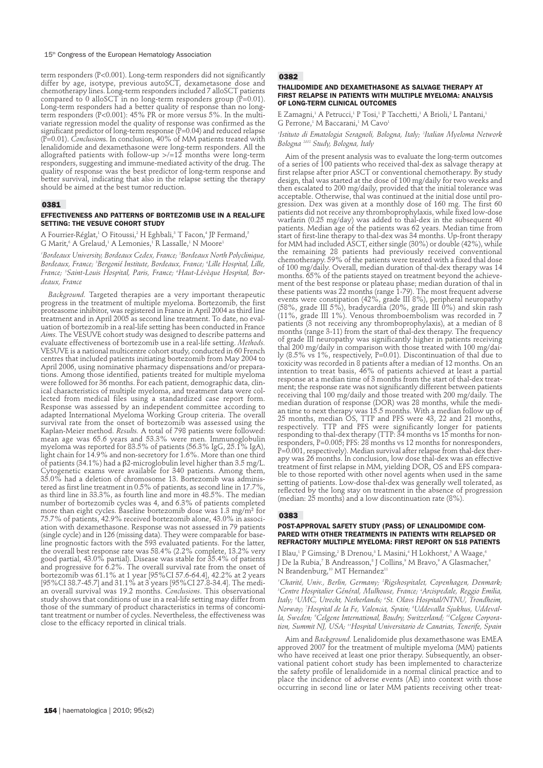term responders (P<0.001). Long-term responders did not significantly differ by age, isotype, previous autoSCT, dexametasone dose and chemotherapy lines. Long-term responders included 7 alloSCT patients compared to 0 alloSCT in no long-term responders group (P=0.01). Long-term responders had a better quality of response than no long-term responders (P<0.001): 45% PR or more versus 5%. In the multivariate regression model the quality of response was confirmed as the significant predictor of long-term response (P=0.04) and reduced relapse (P=0.01). *Conclusions.* In conclusion, 40% of MM patients treated with lenalidomide and dexamethasone were long-term responders. All the allografted patients with follow-up >/=12 months were long-term responders, suggesting and immune-mediated activity of the drug. The quality of response was the best predictor of long-term response and better survival, indicating that also in the relapse setting the therapy should be aimed at the best tumor reduction.

## 0381

### EFFECTIVENESS AND PATTERNS OF BORTEZOMIB USE IN A REAL-LIFE SETTING: THE VESUVE COHORT STUDY

A Fourrier-Réglat,[1] O Fitoussi,[2] H Eghbali,[3] T Facon,[4] JP Fermand,[5] G Marit,[6] A Grelaud,[1] A Lemonies,[1] R Lassalle,[1] N Moore[1]

[1]*Bordeaux University, Bordeaux Cedex, France;* [2]*Bordeaux North Polyclinique, Bordeaux, France;* [3]*Bergonié Institute, Bordeaux, France;* [4]*Lille Hospital, Lille, France;* [5]*Saint-Louis Hospital, Paris, France;* [6]*Haut-Lévèque Hospital, Bordeaux, France*

*Background.* Targeted therapies are a very important therapeutic progress in the treatment of multiple myeloma. Bortezomib, the first proteasome inhibitor, was registered in France in April 2004 as third line treatment and in April 2005 as second line treatment. To date, no evaluation of bortezomib in a real-life setting has been conducted in France. *Aims.* The VESUVE cohort study was designed to describe patterns and evaluate effectiveness of bortezomib use in a real-life setting. *Methods.* VESUVE is a national multicentre cohort study, conducted in 60 French centres that included patients initiating bortezomib from May 2004 to April 2006, using nominative pharmacy dispensations and/or preparations. Among those identified, patients treated for multiple myeloma were followed for 36 months. For each patient, demographic data, clinical characteristics of multiple myeloma, and treatment data were collected from medical files using a standardized case report form. Response was assessed by an independent committee according to adapted International Myeloma Working Group criteria. The overall survival rate from the onset of bortezomib was assessed using the Kaplan-Meier method. *Results.* A total of 798 patients were followed: mean age was 65.6 years and 53.3% were men. Immunoglobulin myeloma was reported for 83.5% of patients (56.3% IgG, 25.1% IgA), light chain for 14.9% and non-secretory for 1.6%. More than one third of patients (34.1%) had a β2-microglobulin level higher than 3.5 mg/L. Cytogenetic exams were available for 340 patients. Among them, 35.0% had a deletion of chromosome 13. Bortezomib was administered as first line treatment in 0.5% of patients, as second line in 17.7%, as third line in 33.3%, as fourth line and more in 48.5%. The median number of bortezomib cycles was 4, and 6.3% of patients completed more than eight cycles. Baseline bortezomib dose was 1.3 mg/m² for 75.7% of patients, 42.9% received bortezomib alone, 43.0% in association with dexamethasone. Response was not assessed in 79 patients (single cycle) and in 126 (missing data). They were comparable for baseline prognostic factors with the 593 evaluated patients. For the latter, the overall best response rate was 58.4% (2.2% complete, 13.2% very good partial, 43.0% partial). Disease was stable for 35.4% of patients and progressive for 6.2%. The overall survival rate from the onset of bortezomib was 61.1% at 1 year [95%CI 57.6-64.4], 42.2% at 2 years [95%CI 38.7-45.7] and 31.1% at 3 years [95%CI 27.8-34.4]. The median overall survival was 19.2 months. *Conclusions.* This observational study shows that conditions of use in a real-life setting may differ from those of the summary of product characteristics in terms of concomitant treatment or number of cycles. Nevertheless, the effectiveness was close to the efficacy reported in clinical trials.

## 0382

### THALIDOMIDE AND DEXAMETHASONE AS SALVAGE THERAPY AT FIRST RELAPSE IN PATIENTS WITH MULTIPLE MYELOMA: ANALYSIS OF LONG-TERM CLINICAL OUTCOMES

E Zamagni,[1] A Petrucci,[1] P Tosi,[1] P Tacchetti,[1] A Brioli,[2] L Pantani,[1] G Perrone,[1] M Baccarani,[1] M Cavo[1]

[1]*Istituto di Ematologia Seragnoli, Bologna, Italy;* [2]*Italian Myeloma Network Bologna 2002 Study, Bologna, Italy*

Aim of the present analysis was to evaluate the long-term outcomes of a series of 100 patients who received thal-dex as salvage therapy at first relapse after prior ASCT or conventional chemotherapy. By study design, thal was started at the dose of 100 mg/daily for two weeks and then escalated to 200 mg/daily, provided that the initial tolerance was acceptable. Otherwise, thal was continued at the initial dose until progression. Dex was given at a monthly dose of 160 mg. The first 60 patients did not receive any thromboprophylaxis, while fixed low-dose warfarin (0.25 mg/day) was added to thal-dex in the subsequent 40 patients. Median age of the patients was 62 years. Median time from start of first-line therapy to thal-dex was 34 months. Up-front therapy for MM had included ASCT, either single (30%) or double (42%), while the remaining 28 patients had previously received conventional chemotherapy. 59% of the patients were treated with a fixed thal dose of 100 mg/daily. Overall, median duration of thal-dex therapy was 14 months. 65% of the patients stayed on treatment beyond the achievement of the best response or plateau phase; median duration of thal in these patients was 22 months (range 1-79). The most frequent adverse events were constipation (42%, grade III 8%), peripheral neuropathy (58%, grade III 5%), bradycardia (20%, grade III 0%) and skin rash (11%, grade III 1%). Venous thromboembolism was recorded in 7 patients (3 not receiving any thromboprophylaxis), at a median of 8 months (range 3-11) from the start of thal-dex therapy. The frequency of grade III neuropathy was significantly higher in patients receiving thal 200 mg/daily in comparison with those treated with 100 mg/daily (8.5% vs 1%, respectively, P=0.01). Discontinuation of thal due to toxicity was recorded in 8 patients after a median of 12 months. On an intention to treat basis, 46% of patients achieved at least a partial response at a median time of 3 months from the start of thal-dex treatment; the response rate was not significantly different between patients receiving thal 100 mg/daily and those treated with 200 mg/daily. The median duration of response (DOR) was 28 months, while the median time to next therapy was 15.5 months. With a median follow up of 25 months, median OS, TTP and PFS were 43, 22 and 21 months, respectively. TTP and PFS were significantly longer for patients responding to thal-dex therapy (TTP: 34 months vs 15 months for non-responders, P=0.005; PFS: 28 months vs 12 months for nonresponders, P=0.001, respectively). Median survival after relapse from thal-dex therapy was 26 months. In conclusion, low dose thal-dex was an effective treatment of first relapse in MM, yielding DOR, OS and EFS comparable to those reported with other novel agents when used in the same setting of patients. Low-dose thal-dex was generally well tolerated, as reflected by the long stay on treatment in the absence of progression (median: 25 months) and a low discontinuation rate (8%).

## 0383

### POST-APPROVAL SAFETY STUDY (PASS) OF LENALIDOMIDE COMPARED WITH OTHER TREATMENTS IN PATIENTS WITH RELAPSED OR REFRACTORY MULTIPLE MYELOMA: FIRST REPORT ON 518 PATIENTS

I Blau,[1] P Gimsing,[2] B Drenou,[3] L Masini,[4] H Lokhorst,[5] A Waage,[6] J De la Rubia,[7] B Andreasson,[8] J Collins,[9] M Bravo,[9] A Glasmacher,[9] N Brandenburg,[10] MT Hernandez[11]

[1]*Charité, Univ., Berlin, Germany;* [2]*Rigshospitalet, Copenhagen, Denmark;* [3]*Centre Hospitalier Général, Mulhouse, France;* [4]*Arcispedale, Reggio Emilia, Italy;* [5]*UMC, Utrecht, Netherlands;* [6]*St. Olavs Hospital/NTNU, Trondheim, Norway;* [7]*Hospital de la Fe, Valencia, Spain;* [8]*Uddevalla Sjukhus, Uddevalla, Sweden;* [9]*Celgene International, Boudry, Switzerland;* [10]*Celgene Corporation, Summit NJ, USA;* [11]*Hospital Universitario de Canarias, Tenerife, Spain*

Aim and *Background.* Lenalidomide plus dexamethasone was EMEA approved 2007 for the treatment of multiple myeloma (MM) patients who have received at least one prior therapy. Subsequently, an observational patient cohort study has been implemented to characterize the safety profile of lenalidomide in a normal clinical practice and to place the incidence of adverse events (AE) into context with those occurring in second line or later MM patients receiving other treat-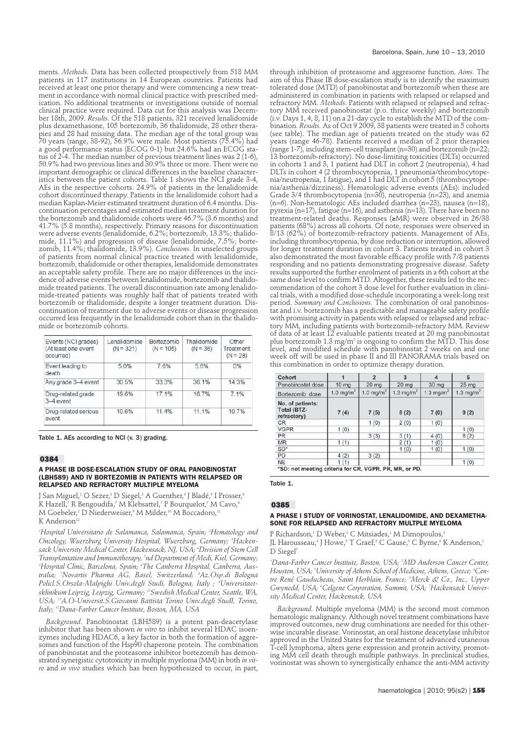ments. *Methods.* Data has been collected prospectively from 518 MM patients in 117 institutions in 14 European countries. Patients had received at least one prior therapy and were commencing a new treatment in accordance with normal clinical practice with prescribed medication. No additional treatments or investigations outside of normal clinical practice were required. Data cut for this analysis was December 18th, 2009. *Results.* Of the 518 patients, 321 received lenalidomide plus dexamethasone, 105 bortezomib, 36 thalidomide, 28 other therapies and 28 had missing data. The median age of the total group was 70 years (range, 38-92), 56.9% were male. Most patients (75.4%) had a good performance status (ECOG 0-1) but 24.6% had an ECOG status of 2-4. The median number of previous treatment lines was 2 (1-6), 50.9% had two previous lines and 30.9% three or more. There were no important demographic or clinical differences in the baseline characteristics between the patient cohorts. Table 1 shows the NCI grade 3-4, AEs in the respective cohorts. 24.9% of patients in the lenalidomide cohort discontinued therapy. Patients in the lenalidomide cohort had a median Kaplan-Meier estimated treatment duration of 6.4 months. Discontinuation percentages and estimated median treatment duration for the bortezomib and thalidomide cohorts were 46.7% (3.6 months) and 41.7% (5.8 months), respectively. Primary reasons for discontinuation were adverse events (lenalidomide, 6.2%; bortezomib, 13.3%; thalidomide, 11.1%) and progression of disease (lenalidomide, 7.5%; bortezomib, 11.4%; thalidomide, 13.9%). *Conclusions.* In unselected groups of patients from normal clinical practice treated with lenalidomide, bortezomib, thalidomide or other therapies, lenalidomide demonstrates an acceptable safety profile. There are no major differences in the incidence of adverse events between lenalidomide, bortezomib and thalidomide treated patients. The overall discontinuation rate among lenalidomide-treated patients was roughly half that of patients treated with bortezomib or thalidomide, despite a longer treatment duration. Discontinuation of treatment due to adverse events or disease progression occurred less frequently in the lenalidomide cohort than in the thalidomide or bortezomib cohorts.

| Events (NCI grades) (At least one event occurred) | Lenalidomide (N = 321) | Bortezomib (N = 105) | Thalidomide (N = 36) | Other Treatment (N = 28) |
|---|---|---|---|---|
| Event leading to death | 5.0% | 7.6% | 5.6% | 0% |
| Any grade 3–4 event | 30.5% | 33.3% | 36.1% | 14.3% |
| Drug-related grade 3–4 event | 19.6% | 17.1% | 16.7% | 7.1% |
| Drug-related serious event | 10.6% | 11.4% | 11.1% | 10.7% |

Table 1. AEs according to NCI (v. 3) grading.

## 0384

### A PHASE IB DOSE-ESCALATION STUDY OF ORAL PANOBINOSTAT (LBH589) AND IV BORTEZOMIB IN PATIENTS WITH RELAPSED OR RELAPSED AND REFRACTORY MULTIPLE MYELOMA

J San Miguel,[1] O Sezer,[2] D Siegel,[3] A Guenther,[4] J Bladé,[5] I Prosser,[6] K Hazell,[7] R Bengoudifa,[7] M Klebsattel,[7] P Bourquelot,[7] M Cavo,[8] M Goebeler,[2] D Niederweiser,[9] M Milder,[10] M Boccadoro,[11] K Anderson[12]

[1]Hospital Universitario de Salamanca, Salamanca, Spain; [2]Hematology and Oncology, Wuerzburg University Hospital, Wuerzburg, Germany; [3]Hackensack University Medical Center, Hackensack, NJ, USA; [4]Division of Stem Cell Transplantation and Immunotherapy, [2]nd Department of Medi, Kiel, Germany; [5]Hospital Clinic, Barcelona, Spain; [6]The Canberra Hospital, Canberra, Australia; [7]Novartis Pharma AG, Basel, Switzerland; [8]Az.Osp.di Bologna Policl.S.Orsola-Malpighi Univ.degli Studi, Bologna, Italy ; [9]Universitaetsklinikum Leipzig, Leipzig, Germany; [10]Swedish Medical Center, Seattle, WA, USA; [11]A.O-Universit.S.Giovanni Battista Torino Univ.degli StudI, Torino, Italy; [12]Dana-Farber Cancer Institute, Boston, MA, USA

*Background.* Panobinostat (LBH589) is a potent pan-deacetylase inhibitor that has been shown *in vitro* to inhibit several HDAC isoenzymes including HDAC6, a key factor in both the formation of aggresomes and function of the Hsp90 chaperone protein. The combination of panobinostat and the proteasome inhibitor bortezomib has demonstrated synergistic cytotoxicity in multiple myeloma (MM) in both *in vitro* and *in vivo* studies which has been hypothesized to occur, in part, through inhibition of proteasome and aggresome function. *Aims.* The aim of this Phase IB dose-escalation study is to identify the maximum tolerated dose (MTD) of panobinostat and bortezomib when these are administered in combination in patients with relapsed or relapsed and refractory MM. *Methods.* Patients with relapsed or relapsed and refractory MM received panobinostat (p.o. thrice weekly) and bortezomib (i.v. Days 1, 4, 8, 11) on a 21-day cycle to establish the MTD of the combination. *Results.* As of Oct 9 2009, 38 patients were treated in 5 cohorts (see table). The median age of patients treated on the study was 62 years (range 46-78). Patients received a median of 2 prior therapies (range 1-7), including stem-cell transplant (n=30) and bortezomib (n=22; 13 bortezomib-refractory). No dose-limiting toxicities (DLTs) occurred in cohorts 1 and 3, 1 patient had DLT in cohort 2 (neutropenia), 4 had DLTs in cohort 4 (2 thrombocytopenia, 1 pneumonia/thrombocytopenia/neutropenia, 1 fatigue), and 1 had DLT in cohort 5 (thrombocytopenia/asthenia/dizziness). Hematologic adverse events (AEs): included Grade 3/4 thrombocytopenia (n=30), neutropenia (n=23), and anemia (n=6). Non-hematologic AEs included diarrhea (n=23), nausea (n=18), pyrexia (n=17), fatigue (n=16), and asthenia (n=13). There have been no treatment-related deaths. Responses (≥MR) were observed in 26/38 patients (68%) across all cohorts. Of note, responses were observed in 8/13 (62%) of bortezomib-refractory patients. Management of AEs, including thrombocytopenia, by dose reduction or interruption, allowed for longer treatment duration in cohort 3. Patients treated in cohort 3 also demonstrated the most favorable efficacy profile with 7/8 patients responding and no patients demonstrating progressive disease. Safety results supported the further enrolment of patients in a 6th cohort at the same dose level to confirm MTD. Altogether, these results led to the recommendation of the cohort 3 dose level for further evaluation in clinical trials, with a modified dose-schedule incorporating a week-long rest period. *Summary and Conclusions.* The combination of oral panobinostat and i.v. bortezomib has a predictable and manageable safety profile with promising activity in patients with relapsed or relapsed and refractory MM, including patients with bortezomib-refractory MM. Review of data of at least 12 evaluable patients treated at 20 mg panobinostat plus bortezomib 1.3 mg/m² is ongoing to confirm the MTD. This dose level, and modified schedule with panobinostat 2 weeks on and one week off will be used in phase II and III PANORAMA trials based on this combination in order to optimize therapy duration.

| Cohort | 1 | 2 | 3 | 4 | 5 |
|---|---|---|---|---|---|
| Panobinostat dose | 10 mg | 20 mg | 20 mg | 30 mg | 25 mg |
| Bortezomib dose | 1.0 mg/m² | 1.0 mg/m² | 1.3 mg/m² | 1.3 mg/m² | 1.3 mg/m² |
| No. of patients: Total (BTZ-refractory) | 7 (4) | 7 (5) | 8 (2) | 7 (0) | 9 (2) |
| CR | | 1 (0) | 2 (0) | 1 (0) | |
| VGPR | 1 (0) | | | | 1 (0) |
| PR | | 3 (3) | 3 (1) | 4 (0) | 6 (2) |
| MR | 1 (1) | | 2 (1) | 1 (0) | |
| SD* | | | 1 (0) | 1 (0) | 1 (0) |
| PD | 4 (2) | 3 (2) | | | |
| NE | 1 (1) | | | | 1 (0) |

*SD: not meeting criteria for CR, VGPR, PR, MR, or PD.

Table 1.

## 0385

### A PHASE I STUDY OF VORINOSTAT, LENALIDOMIDE, AND DEXAMETHASONE FOR RELAPSED AND REFRACTORY MULTPLE MYELOMA

P Richardson,[1] D Weber,[2] C Mitsiades,[1] M Dimopoulos,[3] JL Harousseau,[4] J Howe,[5] T Graef,[5] C Gause,[5] C Byrne,[6] K Anderson,[1] D Siegel[7]

[1]Dana-Farber Cancer Institute, Boston, USA; [2]MD Anderson Cancer Center, Houston, USA; [3]University of Athens School of Medicine, Athens, Greece; [4]Centre René Gauducheau, Saint Herblain, France; [5]Merck & Co., Inc., Upper Gwynedd, USA; [6]Celgene Corporation, Summit, USA; [7]Hackensack University Medical Center, Hackensack, USA

*Background.* Multiple myeloma (MM) is the second most common hematologic malignancy. Although novel treatment combinations have improved outcomes, new drug combinations are needed for this otherwise incurable disease. Vorinostat, an oral histone deacetylase inhibitor approved in the United States for the treatment of advanced cutaneous T-cell lymphoma, alters gene expression and protein activity, promoting MM cell death through multiple pathways. In preclinical studies, vorinostat was shown to synergistically enhance the anti-MM activity